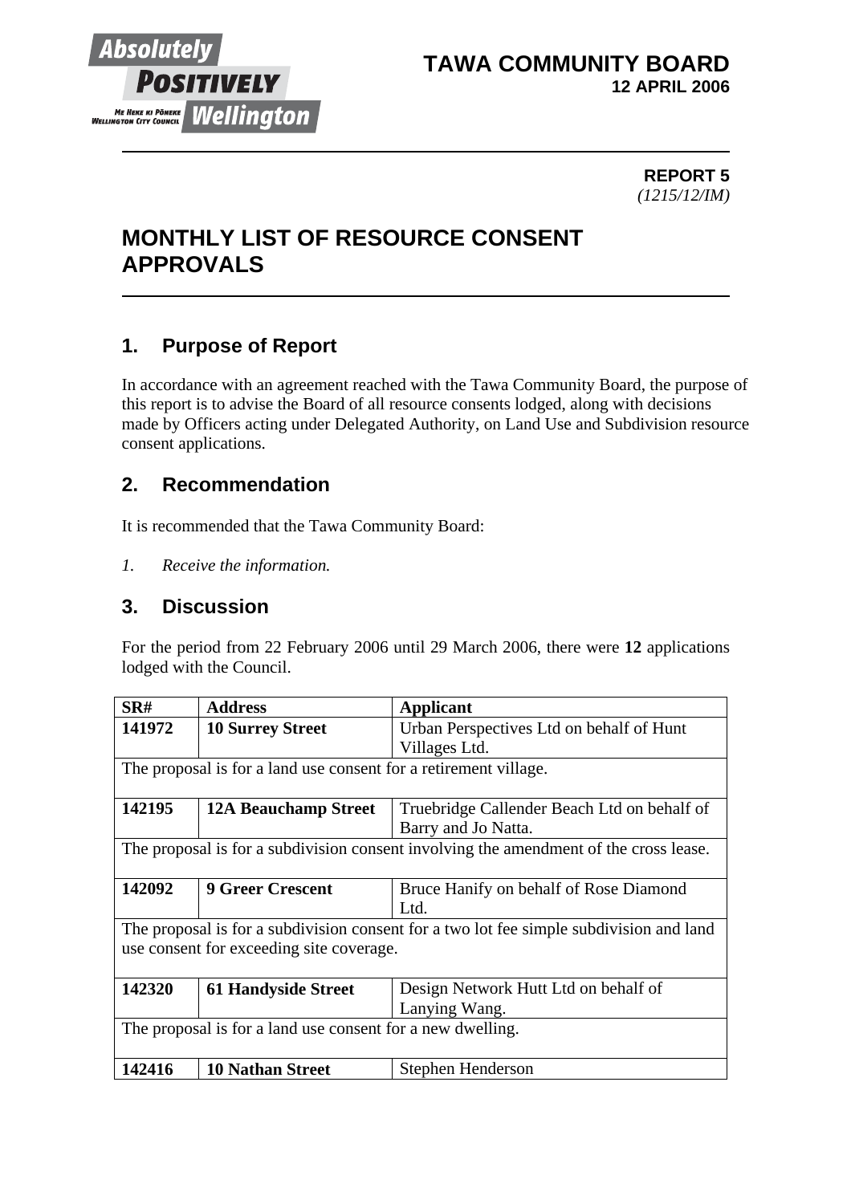**TAWA COMMUNITY BOARD**
**12 APRIL 2006**

**REPORT 5**
*(1215/12/IM)*

# MONTHLY LIST OF RESOURCE CONSENT APPROVALS

## 1. Purpose of Report

In accordance with an agreement reached with the Tawa Community Board, the purpose of this report is to advise the Board of all resource consents lodged, along with decisions made by Officers acting under Delegated Authority, on Land Use and Subdivision resource consent applications.

## 2. Recommendation

It is recommended that the Tawa Community Board:

*1. Receive the information.*

## 3. Discussion

For the period from 22 February 2006 until 29 March 2006, there were **12** applications lodged with the Council.

| SR# | Address | Applicant |
|---|---|---|
| **141972** | **10 Surrey Street** | Urban Perspectives Ltd on behalf of Hunt Villages Ltd. |
| The proposal is for a land use consent for a retirement village. | | |
| **142195** | **12A Beauchamp Street** | Truebridge Callender Beach Ltd on behalf of Barry and Jo Natta. |
| The proposal is for a subdivision consent involving the amendment of the cross lease. | | |
| **142092** | **9 Greer Crescent** | Bruce Hanify on behalf of Rose Diamond Ltd. |
| The proposal is for a subdivision consent for a two lot fee simple subdivision and land use consent for exceeding site coverage. | | |
| **142320** | **61 Handyside Street** | Design Network Hutt Ltd on behalf of Lanying Wang. |
| The proposal is for a land use consent for a new dwelling. | | |
| **142416** | **10 Nathan Street** | Stephen Henderson |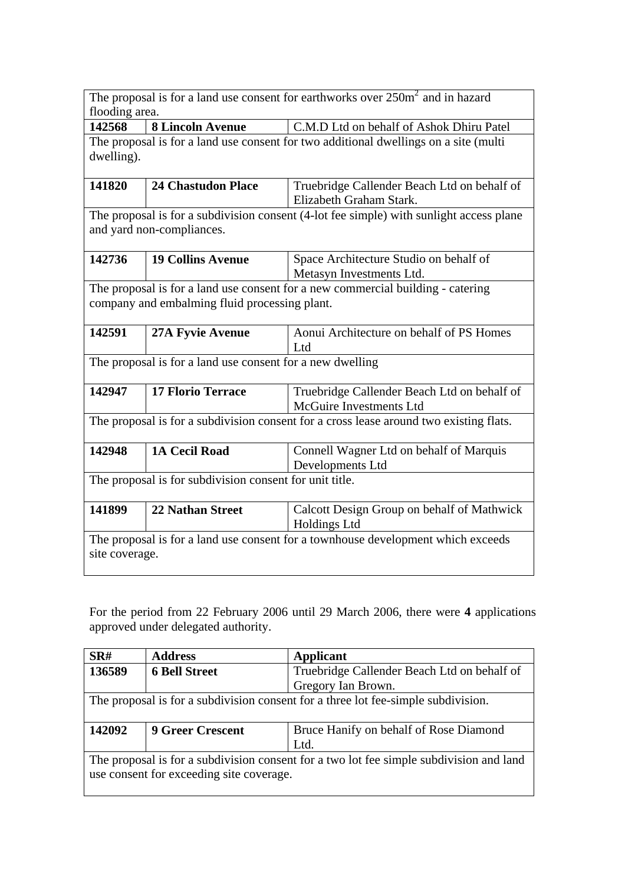| | | |
|---|---|---|
| The proposal is for a land use consent for earthworks over 250m$^2$ and in hazard flooding area. | | |
| **142568** | **8 Lincoln Avenue** | C.M.D Ltd on behalf of Ashok Dhiru Patel |
| The proposal is for a land use consent for two additional dwellings on a site (multi dwelling). | | |
| **141820** | **24 Chastudon Place** | Truebridge Callender Beach Ltd on behalf of Elizabeth Graham Stark. |
| The proposal is for a subdivision consent (4-lot fee simple) with sunlight access plane and yard non-compliances. | | |
| **142736** | **19 Collins Avenue** | Space Architecture Studio on behalf of Metasyn Investments Ltd. |
| The proposal is for a land use consent for a new commercial building - catering company and embalming fluid processing plant. | | |
| **142591** | **27A Fyvie Avenue** | Aonui Architecture on behalf of PS Homes Ltd |
| The proposal is for a land use consent for a new dwelling | | |
| **142947** | **17 Florio Terrace** | Truebridge Callender Beach Ltd on behalf of McGuire Investments Ltd |
| The proposal is for a subdivision consent for a cross lease around two existing flats. | | |
| **142948** | **1A Cecil Road** | Connell Wagner Ltd on behalf of Marquis Developments Ltd |
| The proposal is for subdivision consent for unit title. | | |
| **141899** | **22 Nathan Street** | Calcott Design Group on behalf of Mathwick Holdings Ltd |
| The proposal is for a land use consent for a townhouse development which exceeds site coverage. | | |

For the period from 22 February 2006 until 29 March 2006, there were **4** applications approved under delegated authority.

| SR# | Address | Applicant |
|---|---|---|
| **136589** | **6 Bell Street** | Truebridge Callender Beach Ltd on behalf of Gregory Ian Brown. |
| The proposal is for a subdivision consent for a three lot fee-simple subdivision. | | |
| **142092** | **9 Greer Crescent** | Bruce Hanify on behalf of Rose Diamond Ltd. |
| The proposal is for a subdivision consent for a two lot fee simple subdivision and land use consent for exceeding site coverage. | | |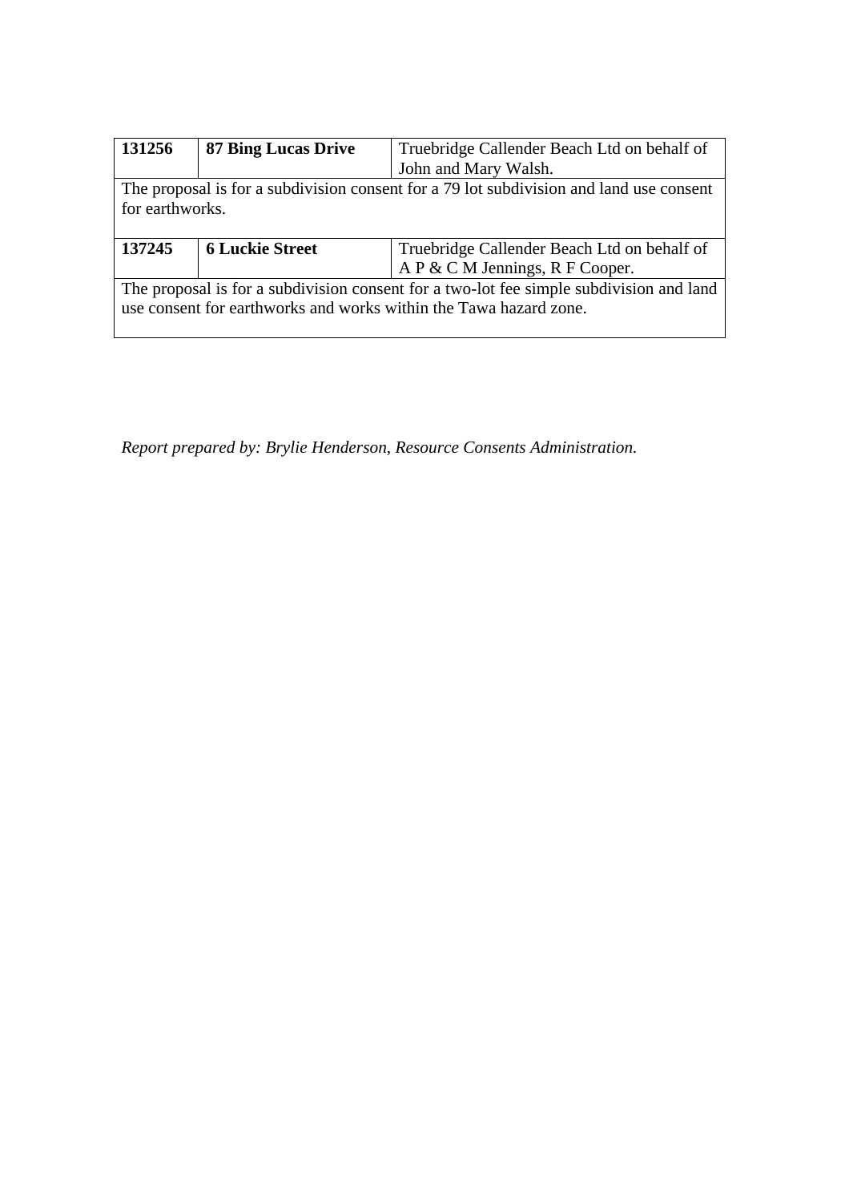| | | |
|---|---|---|
| **131256** | **87 Bing Lucas Drive** | Truebridge Callender Beach Ltd on behalf of John and Mary Walsh. |
| The proposal is for a subdivision consent for a 79 lot subdivision and land use consent for earthworks. | | |
| **137245** | **6 Luckie Street** | Truebridge Callender Beach Ltd on behalf of A P & C M Jennings, R F Cooper. |
| The proposal is for a subdivision consent for a two-lot fee simple subdivision and land use consent for earthworks and works within the Tawa hazard zone. | | |

*Report prepared by: Brylie Henderson, Resource Consents Administration.*